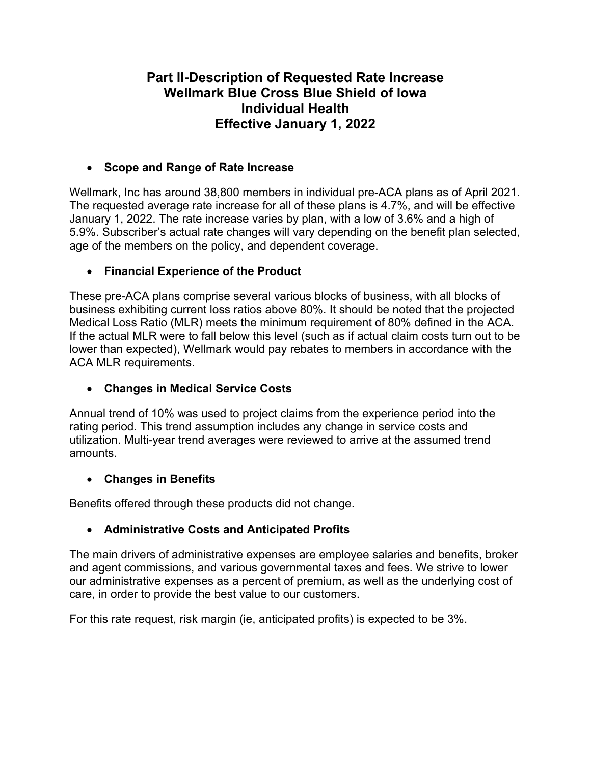# Part II-Description of Requested Rate Increase
# Wellmark Blue Cross Blue Shield of Iowa
# Individual Health
# Effective January 1, 2022

- **Scope and Range of Rate Increase**

Wellmark, Inc has around 38,800 members in individual pre-ACA plans as of April 2021. The requested average rate increase for all of these plans is 4.7%, and will be effective January 1, 2022. The rate increase varies by plan, with a low of 3.6% and a high of 5.9%. Subscriber's actual rate changes will vary depending on the benefit plan selected, age of the members on the policy, and dependent coverage.

- **Financial Experience of the Product**

These pre-ACA plans comprise several various blocks of business, with all blocks of business exhibiting current loss ratios above 80%. It should be noted that the projected Medical Loss Ratio (MLR) meets the minimum requirement of 80% defined in the ACA. If the actual MLR were to fall below this level (such as if actual claim costs turn out to be lower than expected), Wellmark would pay rebates to members in accordance with the ACA MLR requirements.

- **Changes in Medical Service Costs**

Annual trend of 10% was used to project claims from the experience period into the rating period. This trend assumption includes any change in service costs and utilization. Multi-year trend averages were reviewed to arrive at the assumed trend amounts.

- **Changes in Benefits**

Benefits offered through these products did not change.

- **Administrative Costs and Anticipated Profits**

The main drivers of administrative expenses are employee salaries and benefits, broker and agent commissions, and various governmental taxes and fees. We strive to lower our administrative expenses as a percent of premium, as well as the underlying cost of care, in order to provide the best value to our customers.

For this rate request, risk margin (ie, anticipated profits) is expected to be 3%.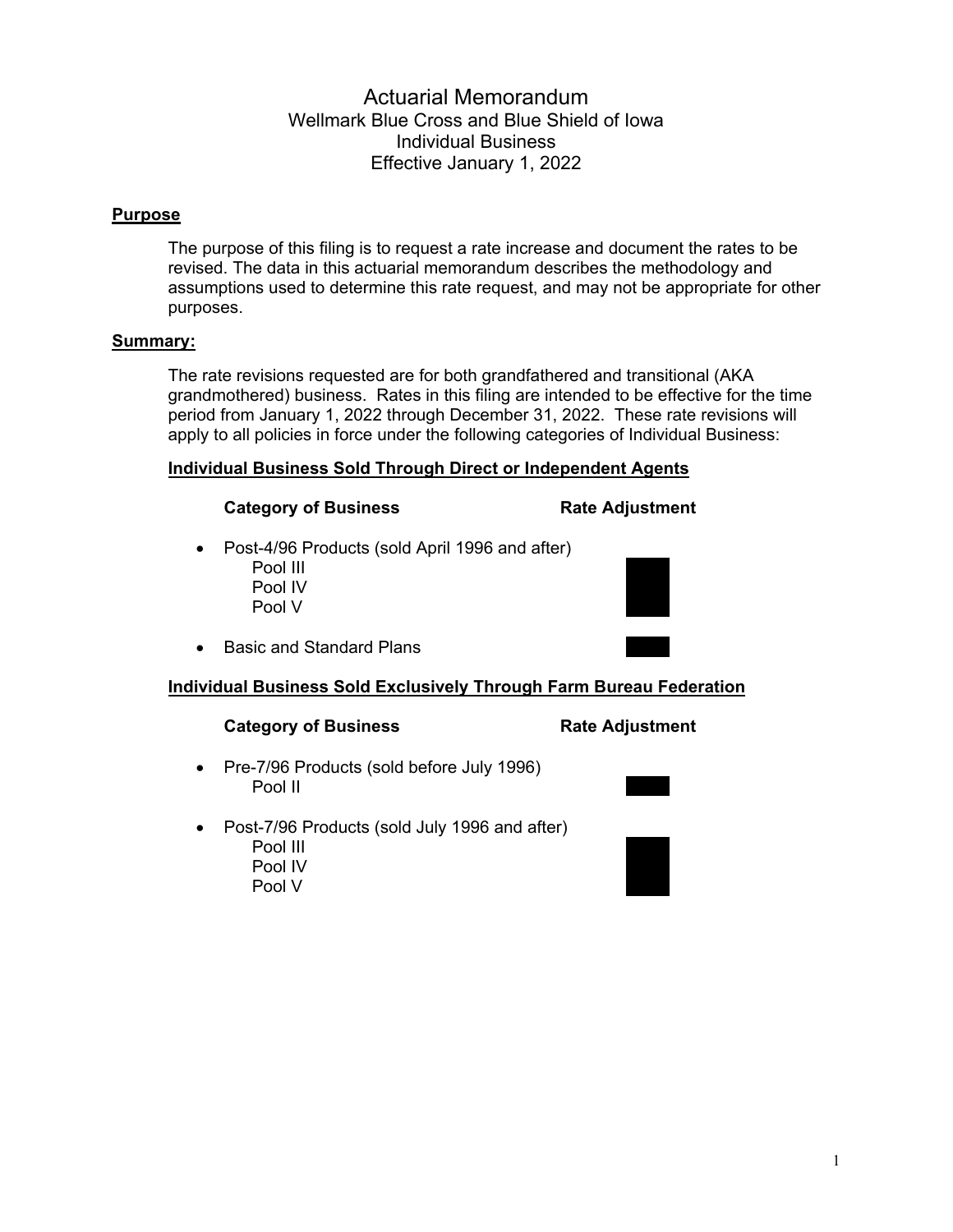# Actuarial Memorandum
## Wellmark Blue Cross and Blue Shield of Iowa
## Individual Business
## Effective January 1, 2022

**Purpose**

The purpose of this filing is to request a rate increase and document the rates to be revised. The data in this actuarial memorandum describes the methodology and assumptions used to determine this rate request, and may not be appropriate for other purposes.

**Summary:**

The rate revisions requested are for both grandfathered and transitional (AKA grandmothered) business. Rates in this filing are intended to be effective for the time period from January 1, 2022 through December 31, 2022. These rate revisions will apply to all policies in force under the following categories of Individual Business:

**Individual Business Sold Through Direct or Independent Agents**

| Category of Business | Rate Adjustment |
|---|---|
| • Post-4/96 Products (sold April 1996 and after) | |
| Pool III | |
| Pool IV | |
| Pool V | |
| • Basic and Standard Plans | |

**Individual Business Sold Exclusively Through Farm Bureau Federation**

| Category of Business | Rate Adjustment |
|---|---|
| • Pre-7/96 Products (sold before July 1996) | |
| Pool II | |
| • Post-7/96 Products (sold July 1996 and after) | |
| Pool III | |
| Pool IV | |
| Pool V | |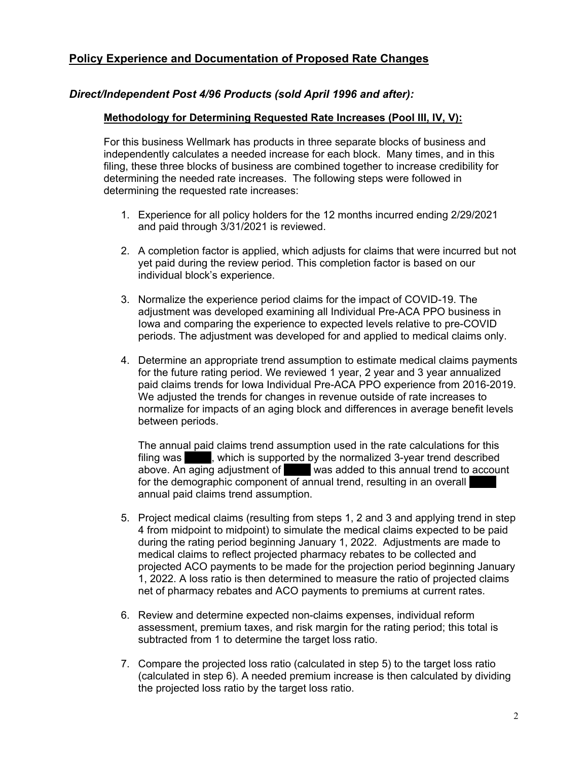## Policy Experience and Documentation of Proposed Rate Changes

### *Direct/Independent Post 4/96 Products (sold April 1996 and after):*

**Methodology for Determining Requested Rate Increases (Pool III, IV, V):**

For this business Wellmark has products in three separate blocks of business and independently calculates a needed increase for each block. Many times, and in this filing, these three blocks of business are combined together to increase credibility for determining the needed rate increases. The following steps were followed in determining the requested rate increases:

1. Experience for all policy holders for the 12 months incurred ending 2/29/2021 and paid through 3/31/2021 is reviewed.
2. A completion factor is applied, which adjusts for claims that were incurred but not yet paid during the review period. This completion factor is based on our individual block's experience.
3. Normalize the experience period claims for the impact of COVID-19. The adjustment was developed examining all Individual Pre-ACA PPO business in Iowa and comparing the experience to expected levels relative to pre-COVID periods. The adjustment was developed for and applied to medical claims only.
4. Determine an appropriate trend assumption to estimate medical claims payments for the future rating period. We reviewed 1 year, 2 year and 3 year annualized paid claims trends for Iowa Individual Pre-ACA PPO experience from 2016-2019. We adjusted the trends for changes in revenue outside of rate increases to normalize for impacts of an aging block and differences in average benefit levels between periods.

   The annual paid claims trend assumption used in the rate calculations for this filing was ████, which is supported by the normalized 3-year trend described above. An aging adjustment of ████ was added to this annual trend to account for the demographic component of annual trend, resulting in an overall ████ annual paid claims trend assumption.
5. Project medical claims (resulting from steps 1, 2 and 3 and applying trend in step 4 from midpoint to midpoint) to simulate the medical claims expected to be paid during the rating period beginning January 1, 2022. Adjustments are made to medical claims to reflect projected pharmacy rebates to be collected and projected ACO payments to be made for the projection period beginning January 1, 2022. A loss ratio is then determined to measure the ratio of projected claims net of pharmacy rebates and ACO payments to premiums at current rates.
6. Review and determine expected non-claims expenses, individual reform assessment, premium taxes, and risk margin for the rating period; this total is subtracted from 1 to determine the target loss ratio.
7. Compare the projected loss ratio (calculated in step 5) to the target loss ratio (calculated in step 6). A needed premium increase is then calculated by dividing the projected loss ratio by the target loss ratio.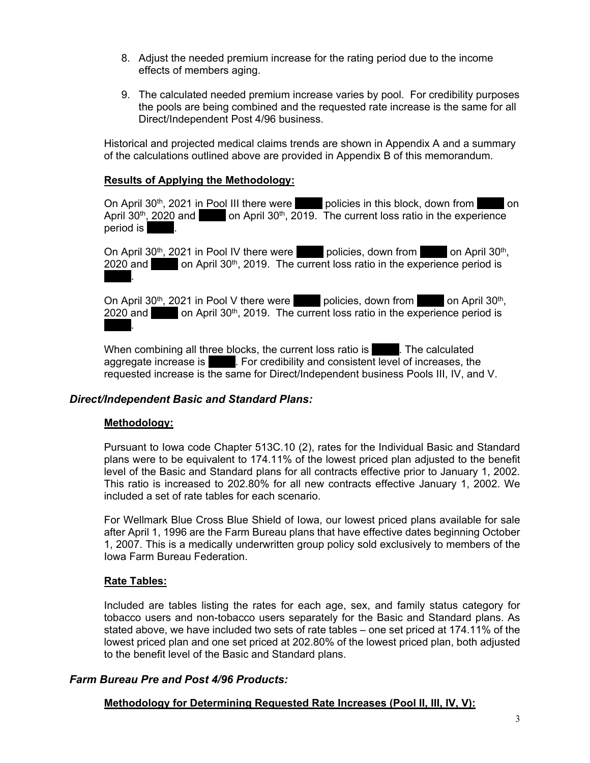8. Adjust the needed premium increase for the rating period due to the income effects of members aging.

9. The calculated needed premium increase varies by pool. For credibility purposes the pools are being combined and the requested rate increase is the same for all Direct/Independent Post 4/96 business.

Historical and projected medical claims trends are shown in Appendix A and a summary of the calculations outlined above are provided in Appendix B of this memorandum.

**Results of Applying the Methodology:**

On April 30th, 2021 in Pool III there were ████ policies in this block, down from ████ on April 30th, 2020 and ████ on April 30th, 2019. The current loss ratio in the experience period is ████.

On April 30th, 2021 in Pool IV there were ████ policies, down from ████ on April 30th, 2020 and ████ on April 30th, 2019. The current loss ratio in the experience period is ████.

On April 30th, 2021 in Pool V there were ████ policies, down from ████ on April 30th, 2020 and ████ on April 30th, 2019. The current loss ratio in the experience period is ████.

When combining all three blocks, the current loss ratio is ████. The calculated aggregate increase is ████. For credibility and consistent level of increases, the requested increase is the same for Direct/Independent business Pools III, IV, and V.

### *Direct/Independent Basic and Standard Plans:*

**Methodology:**

Pursuant to Iowa code Chapter 513C.10 (2), rates for the Individual Basic and Standard plans were to be equivalent to 174.11% of the lowest priced plan adjusted to the benefit level of the Basic and Standard plans for all contracts effective prior to January 1, 2002. This ratio is increased to 202.80% for all new contracts effective January 1, 2002. We included a set of rate tables for each scenario.

For Wellmark Blue Cross Blue Shield of Iowa, our lowest priced plans available for sale after April 1, 1996 are the Farm Bureau plans that have effective dates beginning October 1, 2007. This is a medically underwritten group policy sold exclusively to members of the Iowa Farm Bureau Federation.

**Rate Tables:**

Included are tables listing the rates for each age, sex, and family status category for tobacco users and non-tobacco users separately for the Basic and Standard plans. As stated above, we have included two sets of rate tables – one set priced at 174.11% of the lowest priced plan and one set priced at 202.80% of the lowest priced plan, both adjusted to the benefit level of the Basic and Standard plans.

### *Farm Bureau Pre and Post 4/96 Products:*

**Methodology for Determining Requested Rate Increases (Pool II, III, IV, V):**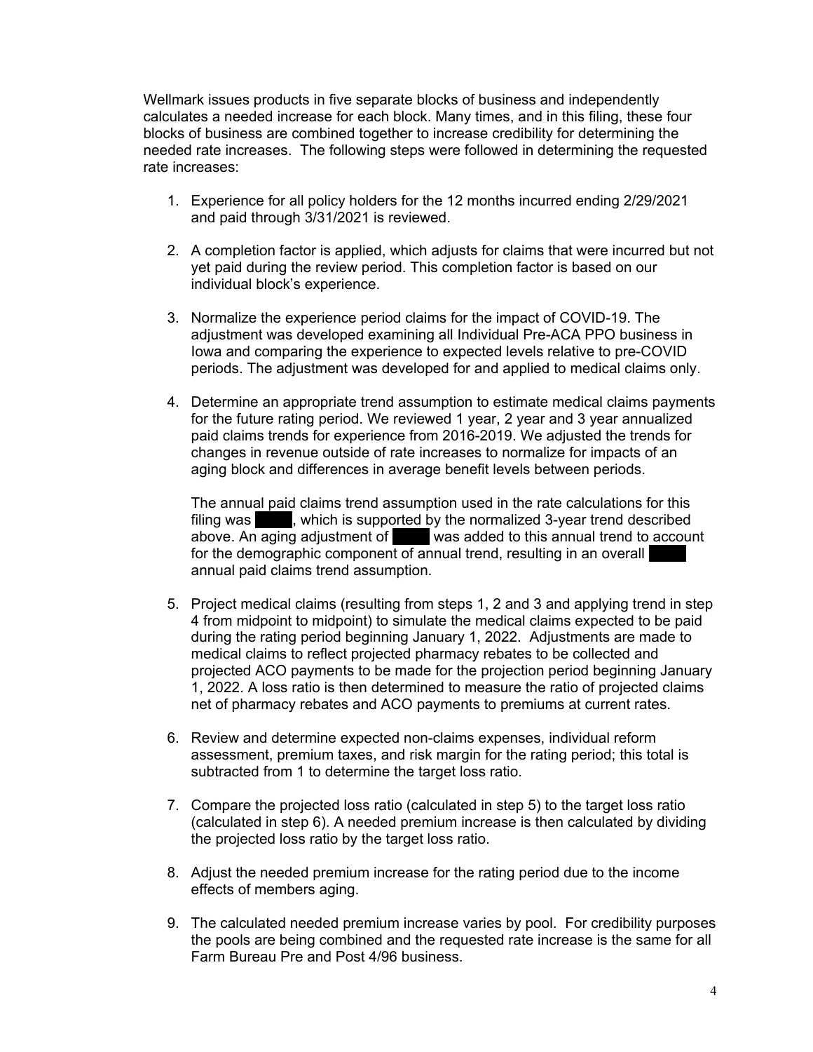Wellmark issues products in five separate blocks of business and independently calculates a needed increase for each block. Many times, and in this filing, these four blocks of business are combined together to increase credibility for determining the needed rate increases. The following steps were followed in determining the requested rate increases:

1. Experience for all policy holders for the 12 months incurred ending 2/29/2021 and paid through 3/31/2021 is reviewed.

2. A completion factor is applied, which adjusts for claims that were incurred but not yet paid during the review period. This completion factor is based on our individual block's experience.

3. Normalize the experience period claims for the impact of COVID-19. The adjustment was developed examining all Individual Pre-ACA PPO business in Iowa and comparing the experience to expected levels relative to pre-COVID periods. The adjustment was developed for and applied to medical claims only.

4. Determine an appropriate trend assumption to estimate medical claims payments for the future rating period. We reviewed 1 year, 2 year and 3 year annualized paid claims trends for experience from 2016-2019. We adjusted the trends for changes in revenue outside of rate increases to normalize for impacts of an aging block and differences in average benefit levels between periods.

   The annual paid claims trend assumption used in the rate calculations for this filing was ████, which is supported by the normalized 3-year trend described above. An aging adjustment of ████ was added to this annual trend to account for the demographic component of annual trend, resulting in an overall ████ annual paid claims trend assumption.

5. Project medical claims (resulting from steps 1, 2 and 3 and applying trend in step 4 from midpoint to midpoint) to simulate the medical claims expected to be paid during the rating period beginning January 1, 2022. Adjustments are made to medical claims to reflect projected pharmacy rebates to be collected and projected ACO payments to be made for the projection period beginning January 1, 2022. A loss ratio is then determined to measure the ratio of projected claims net of pharmacy rebates and ACO payments to premiums at current rates.

6. Review and determine expected non-claims expenses, individual reform assessment, premium taxes, and risk margin for the rating period; this total is subtracted from 1 to determine the target loss ratio.

7. Compare the projected loss ratio (calculated in step 5) to the target loss ratio (calculated in step 6). A needed premium increase is then calculated by dividing the projected loss ratio by the target loss ratio.

8. Adjust the needed premium increase for the rating period due to the income effects of members aging.

9. The calculated needed premium increase varies by pool. For credibility purposes the pools are being combined and the requested rate increase is the same for all Farm Bureau Pre and Post 4/96 business.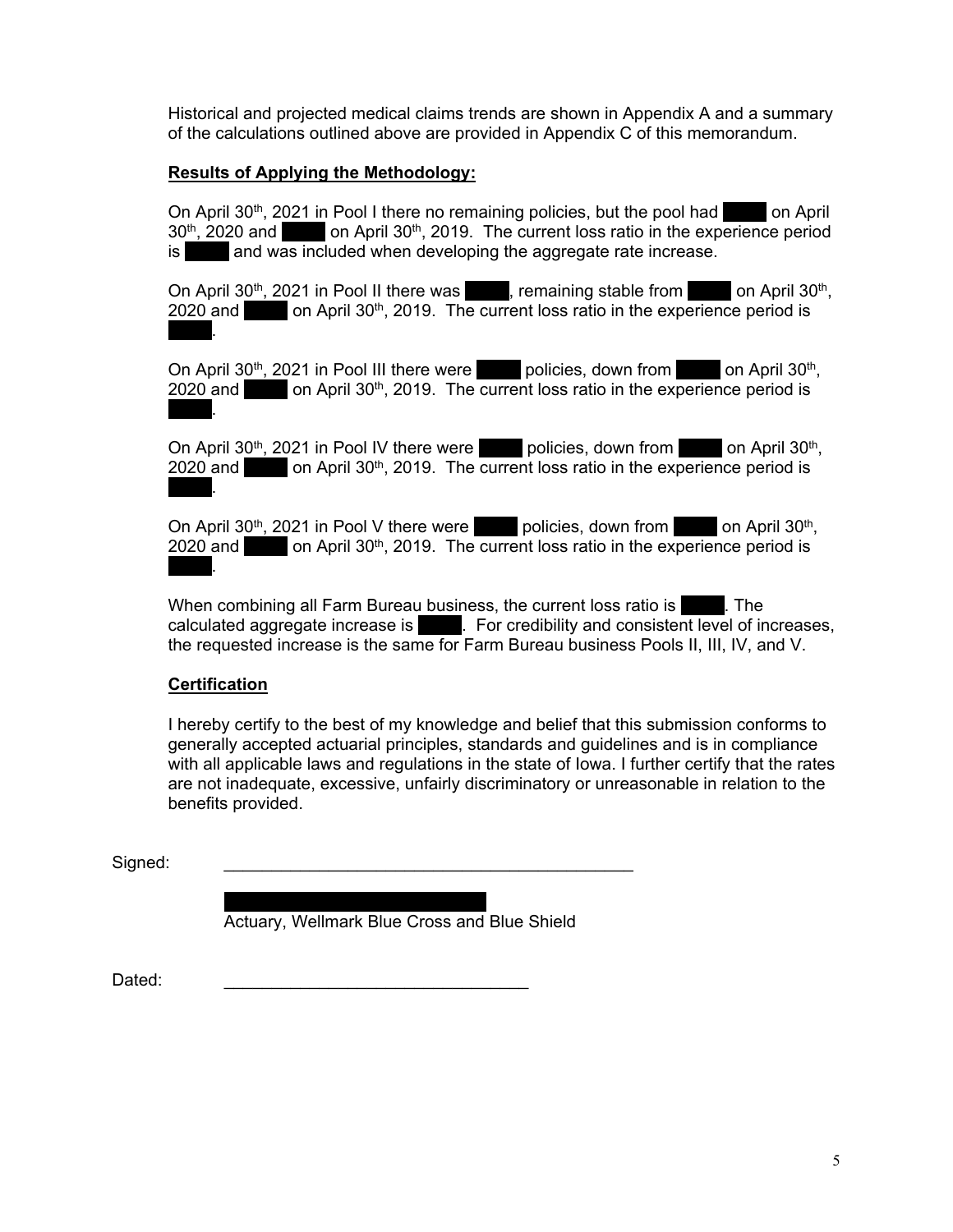Historical and projected medical claims trends are shown in Appendix A and a summary of the calculations outlined above are provided in Appendix C of this memorandum.

**Results of Applying the Methodology:**

On April 30th, 2021 in Pool I there no remaining policies, but the pool had ████ on April 30th, 2020 and ████ on April 30th, 2019. The current loss ratio in the experience period is ████ and was included when developing the aggregate rate increase.

On April 30th, 2021 in Pool II there was ████, remaining stable from ████ on April 30th, 2020 and ████ on April 30th, 2019. The current loss ratio in the experience period is ████.

On April 30th, 2021 in Pool III there were ████ policies, down from ████ on April 30th, 2020 and ████ on April 30th, 2019. The current loss ratio in the experience period is ████.

On April 30th, 2021 in Pool IV there were ████ policies, down from ████ on April 30th, 2020 and ████ on April 30th, 2019. The current loss ratio in the experience period is ████.

On April 30th, 2021 in Pool V there were ████ policies, down from ████ on April 30th, 2020 and ████ on April 30th, 2019. The current loss ratio in the experience period is ████.

When combining all Farm Bureau business, the current loss ratio is ████. The calculated aggregate increase is ████. For credibility and consistent level of increases, the requested increase is the same for Farm Bureau business Pools II, III, IV, and V.

**Certification**

I hereby certify to the best of my knowledge and belief that this submission conforms to generally accepted actuarial principles, standards and guidelines and is in compliance with all applicable laws and regulations in the state of Iowa. I further certify that the rates are not inadequate, excessive, unfairly discriminatory or unreasonable in relation to the benefits provided.

Signed: ____________________________________________

████████████████

Actuary, Wellmark Blue Cross and Blue Shield

Dated: ________________________________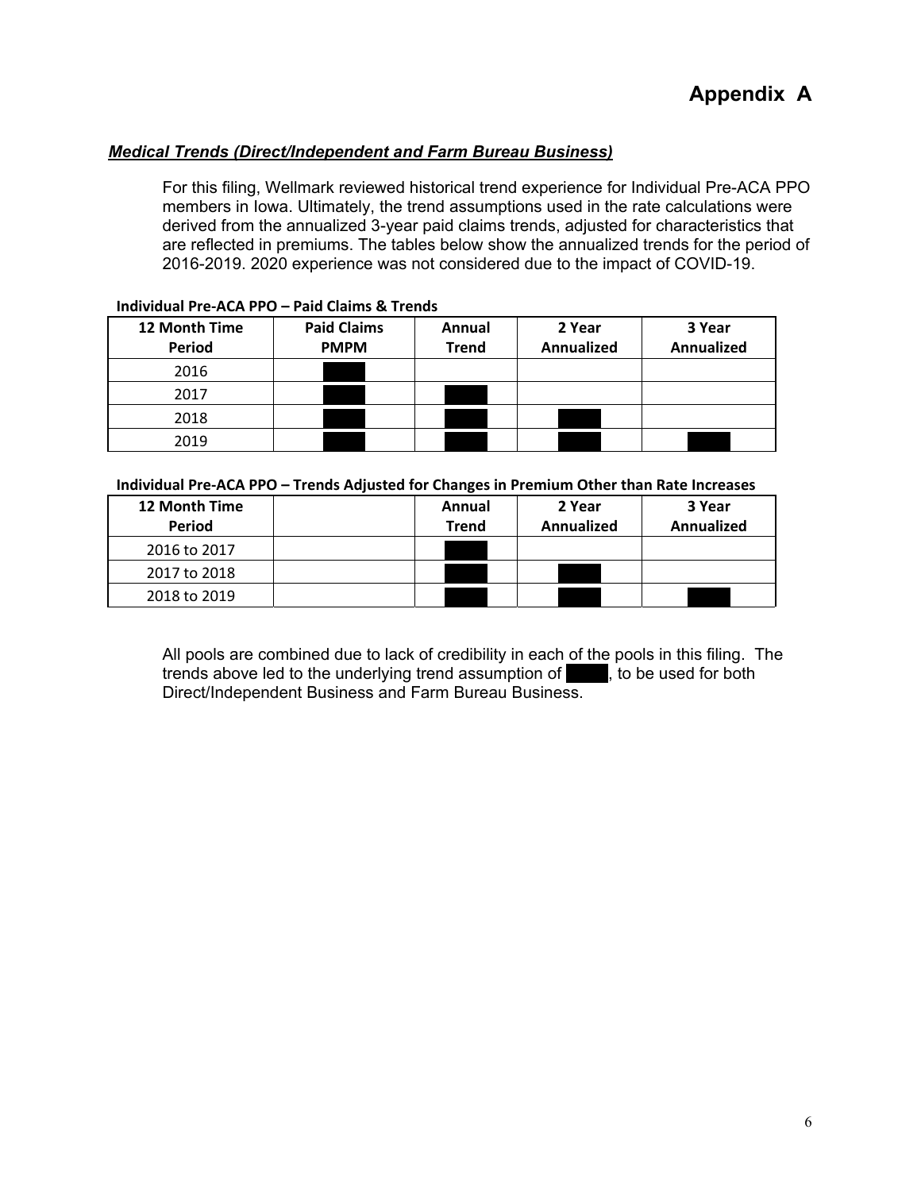# Appendix A

***Medical Trends (Direct/Independent and Farm Bureau Business)***

For this filing, Wellmark reviewed historical trend experience for Individual Pre-ACA PPO members in Iowa. Ultimately, the trend assumptions used in the rate calculations were derived from the annualized 3-year paid claims trends, adjusted for characteristics that are reflected in premiums. The tables below show the annualized trends for the period of 2016-2019. 2020 experience was not considered due to the impact of COVID-19.

**Individual Pre-ACA PPO – Paid Claims & Trends**

| 12 Month Time Period | Paid Claims PMPM | Annual Trend | 2 Year Annualized | 3 Year Annualized |
|---|---|---|---|---|
| 2016 | ███ | | | |
| 2017 | ███ | ███ | | |
| 2018 | ███ | ███ | ███ | |
| 2019 | ███ | ███ | ███ | ███ |

**Individual Pre-ACA PPO – Trends Adjusted for Changes in Premium Other than Rate Increases**

| 12 Month Time Period | | Annual Trend | 2 Year Annualized | 3 Year Annualized |
|---|---|---|---|---|
| 2016 to 2017 | | ███ | | |
| 2017 to 2018 | | ███ | ███ | |
| 2018 to 2019 | | ███ | ███ | ███ |

All pools are combined due to lack of credibility in each of the pools in this filing. The trends above led to the underlying trend assumption of ███, to be used for both Direct/Independent Business and Farm Bureau Business.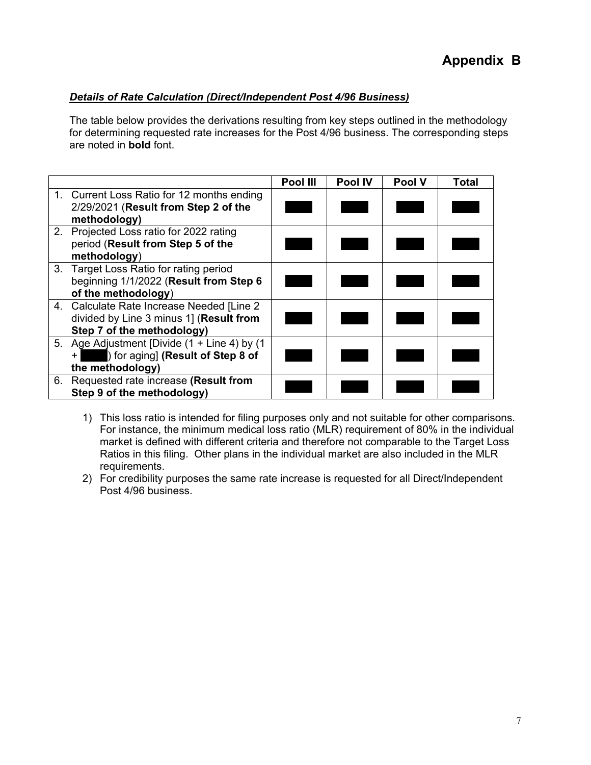# Appendix B

***Details of Rate Calculation (Direct/Independent Post 4/96 Business)***

The table below provides the derivations resulting from key steps outlined in the methodology for determining requested rate increases for the Post 4/96 business. The corresponding steps are noted in **bold** font.

| | Pool III | Pool IV | Pool V | Total |
|---|---|---|---|---|
| 1. Current Loss Ratio for 12 months ending 2/29/2021 (**Result from Step 2 of the methodology)** | ████ | ████ | ████ | ████ |
| 2. Projected Loss ratio for 2022 rating period (**Result from Step 5 of the methodology**) | ████ | ████ | ████ | ████ |
| 3. Target Loss Ratio for rating period beginning 1/1/2022 (**Result from Step 6 of the methodology**) | ████ | ████ | ████ | ████ |
| 4. Calculate Rate Increase Needed [Line 2 divided by Line 3 minus 1] (**Result from Step 7 of the methodology)** | ████ | ████ | ████ | ████ |
| 5. Age Adjustment [Divide (1 + Line 4) by (1 + ████) for aging] **(Result of Step 8 of the methodology)** | ████ | ████ | ████ | ████ |
| 6. Requested rate increase **(Result from Step 9 of the methodology)** | ████ | ████ | ████ | ████ |

1) This loss ratio is intended for filing purposes only and not suitable for other comparisons. For instance, the minimum medical loss ratio (MLR) requirement of 80% in the individual market is defined with different criteria and therefore not comparable to the Target Loss Ratios in this filing. Other plans in the individual market are also included in the MLR requirements.
2) For credibility purposes the same rate increase is requested for all Direct/Independent Post 4/96 business.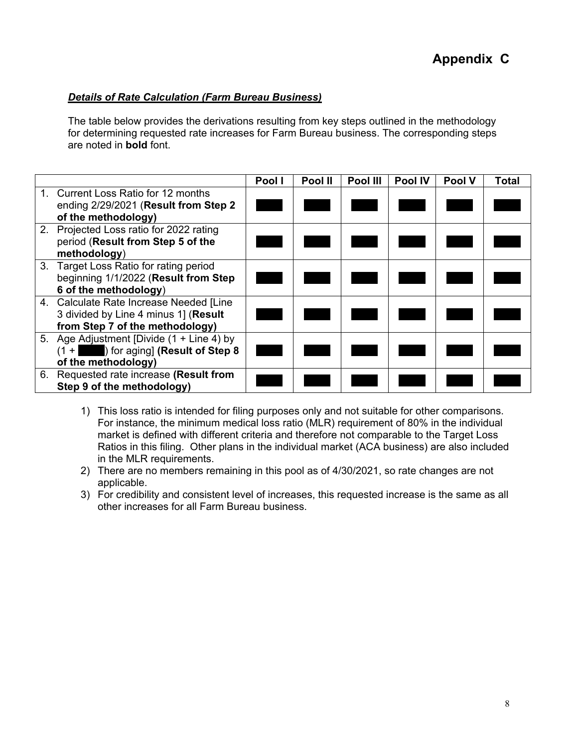# Appendix C

***Details of Rate Calculation (Farm Bureau Business)***

The table below provides the derivations resulting from key steps outlined in the methodology for determining requested rate increases for Farm Bureau business. The corresponding steps are noted in **bold** font.

| | Pool I | Pool II | Pool III | Pool IV | Pool V | Total |
|---|---|---|---|---|---|---|
| 1. Current Loss Ratio for 12 months ending 2/29/2021 (**Result from Step 2 of the methodology)** | | | | | | |
| 2. Projected Loss ratio for 2022 rating period (**Result from Step 5 of the methodology**) | | | | | | |
| 3. Target Loss Ratio for rating period beginning 1/1/2022 (**Result from Step 6 of the methodology**) | | | | | | |
| 4. Calculate Rate Increase Needed [Line 3 divided by Line 4 minus 1] (**Result from Step 7 of the methodology)** | | | | | | |
| 5. Age Adjustment [Divide (1 + Line 4) by (1 + ) for aging] **(Result of Step 8 of the methodology)** | | | | | | |
| 6. Requested rate increase **(Result from Step 9 of the methodology)** | | | | | | |

1) This loss ratio is intended for filing purposes only and not suitable for other comparisons. For instance, the minimum medical loss ratio (MLR) requirement of 80% in the individual market is defined with different criteria and therefore not comparable to the Target Loss Ratios in this filing. Other plans in the individual market (ACA business) are also included in the MLR requirements.
2) There are no members remaining in this pool as of 4/30/2021, so rate changes are not applicable.
3) For credibility and consistent level of increases, this requested increase is the same as all other increases for all Farm Bureau business.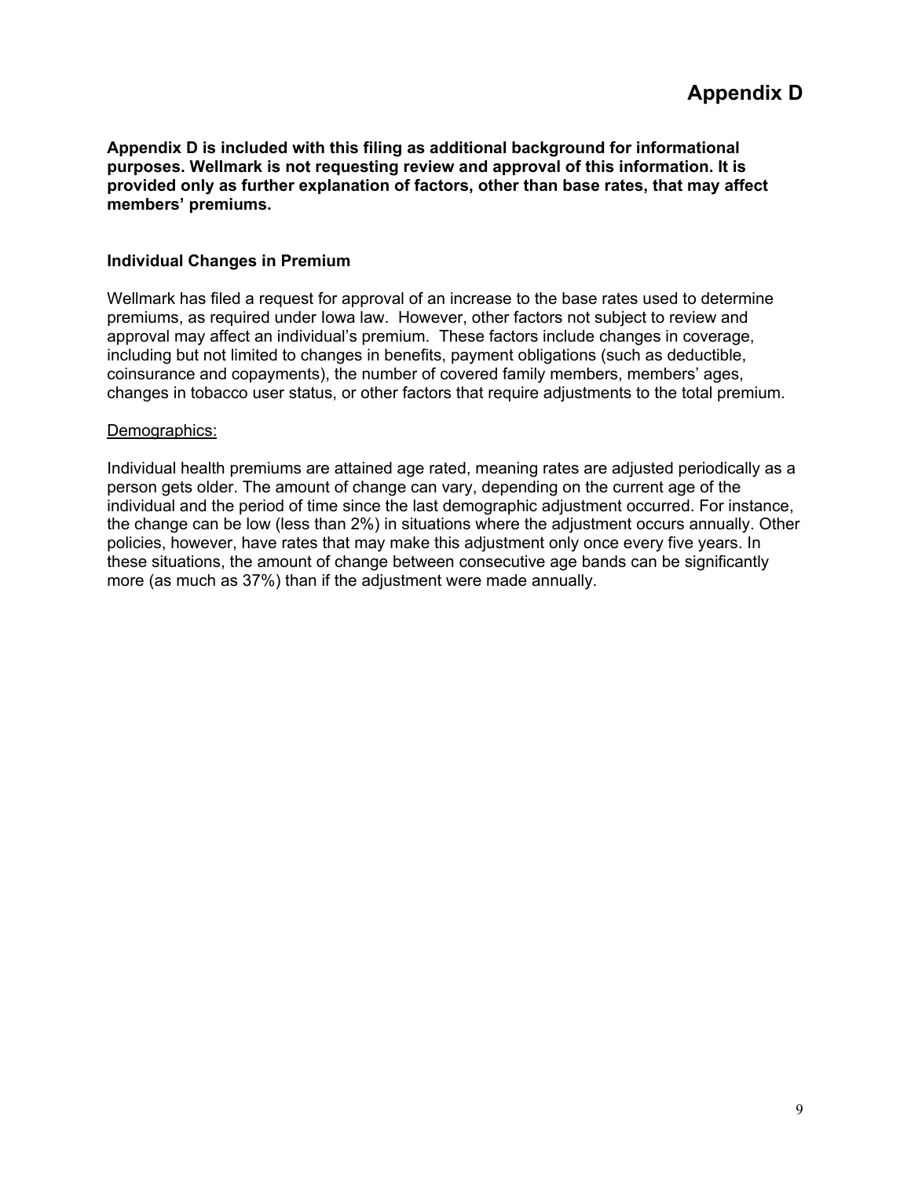# Appendix D

**Appendix D is included with this filing as additional background for informational purposes. Wellmark is not requesting review and approval of this information. It is provided only as further explanation of factors, other than base rates, that may affect members' premiums.**

### Individual Changes in Premium

Wellmark has filed a request for approval of an increase to the base rates used to determine premiums, as required under Iowa law. However, other factors not subject to review and approval may affect an individual's premium. These factors include changes in coverage, including but not limited to changes in benefits, payment obligations (such as deductible, coinsurance and copayments), the number of covered family members, members' ages, changes in tobacco user status, or other factors that require adjustments to the total premium.

<u>Demographics:</u>

Individual health premiums are attained age rated, meaning rates are adjusted periodically as a person gets older. The amount of change can vary, depending on the current age of the individual and the period of time since the last demographic adjustment occurred. For instance, the change can be low (less than 2%) in situations where the adjustment occurs annually. Other policies, however, have rates that may make this adjustment only once every five years. In these situations, the amount of change between consecutive age bands can be significantly more (as much as 37%) than if the adjustment were made annually.